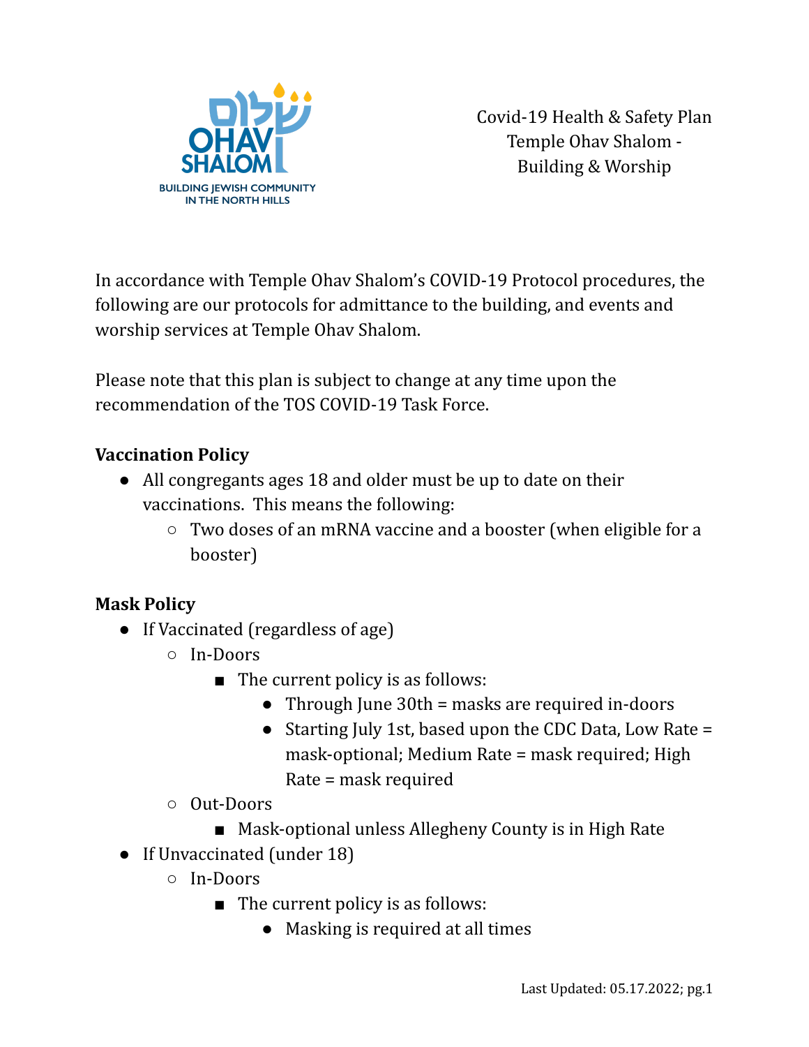Covid-19 Health & Safety Plan
Temple Ohav Shalom -
Building & Worship

In accordance with Temple Ohav Shalom's COVID-19 Protocol procedures, the following are our protocols for admittance to the building, and events and worship services at Temple Ohav Shalom.

Please note that this plan is subject to change at any time upon the recommendation of the TOS COVID-19 Task Force.

**Vaccination Policy**

- All congregants ages 18 and older must be up to date on their vaccinations. This means the following:
    - Two doses of an mRNA vaccine and a booster (when eligible for a booster)

**Mask Policy**

- If Vaccinated (regardless of age)
    - In-Doors
        - The current policy is as follows:
            - Through June 30th = masks are required in-doors
            - Starting July 1st, based upon the CDC Data, Low Rate = mask-optional; Medium Rate = mask required; High Rate = mask required
    - Out-Doors
        - Mask-optional unless Allegheny County is in High Rate
- If Unvaccinated (under 18)
    - In-Doors
        - The current policy is as follows:
            - Masking is required at all times

Last Updated: 05.17.2022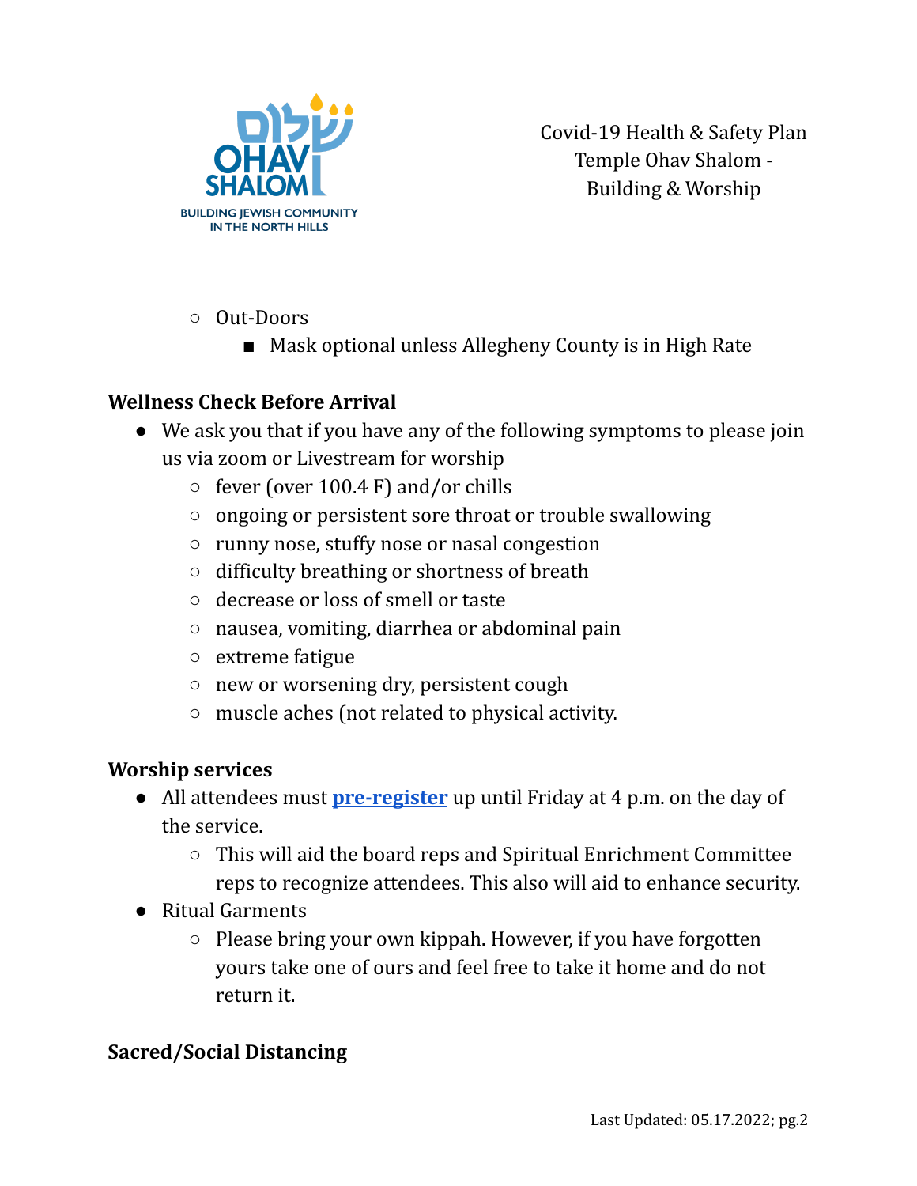- Out-Doors
  - Mask optional unless Allegheny County is in High Rate

**Wellness Check Before Arrival**

- We ask you that if you have any of the following symptoms to please join us via zoom or Livestream for worship
  - fever (over 100.4 F) and/or chills
  - ongoing or persistent sore throat or trouble swallowing
  - runny nose, stuffy nose or nasal congestion
  - difficulty breathing or shortness of breath
  - decrease or loss of smell or taste
  - nausea, vomiting, diarrhea or abdominal pain
  - extreme fatigue
  - new or worsening dry, persistent cough
  - muscle aches (not related to physical activity.

**Worship services**

- All attendees must **pre-register** up until Friday at 4 p.m. on the day of the service.
  - This will aid the board reps and Spiritual Enrichment Committee reps to recognize attendees. This also will aid to enhance security.
- Ritual Garments
  - Please bring your own kippah. However, if you have forgotten yours take one of ours and feel free to take it home and do not return it.

**Sacred/Social Distancing**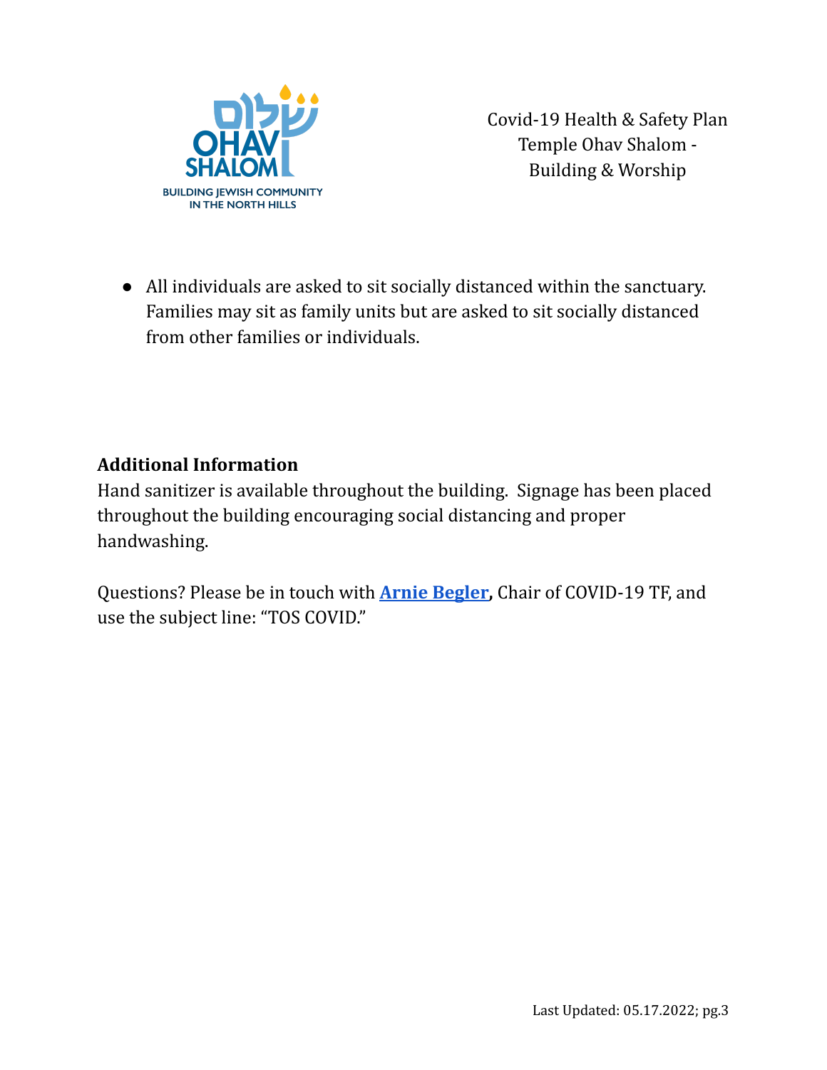- All individuals are asked to sit socially distanced within the sanctuary. Families may sit as family units but are asked to sit socially distanced from other families or individuals.

## Additional Information

Hand sanitizer is available throughout the building. Signage has been placed throughout the building encouraging social distancing and proper handwashing.

Questions? Please be in touch with **Arnie Begler,** Chair of COVID-19 TF, and use the subject line: "TOS COVID."